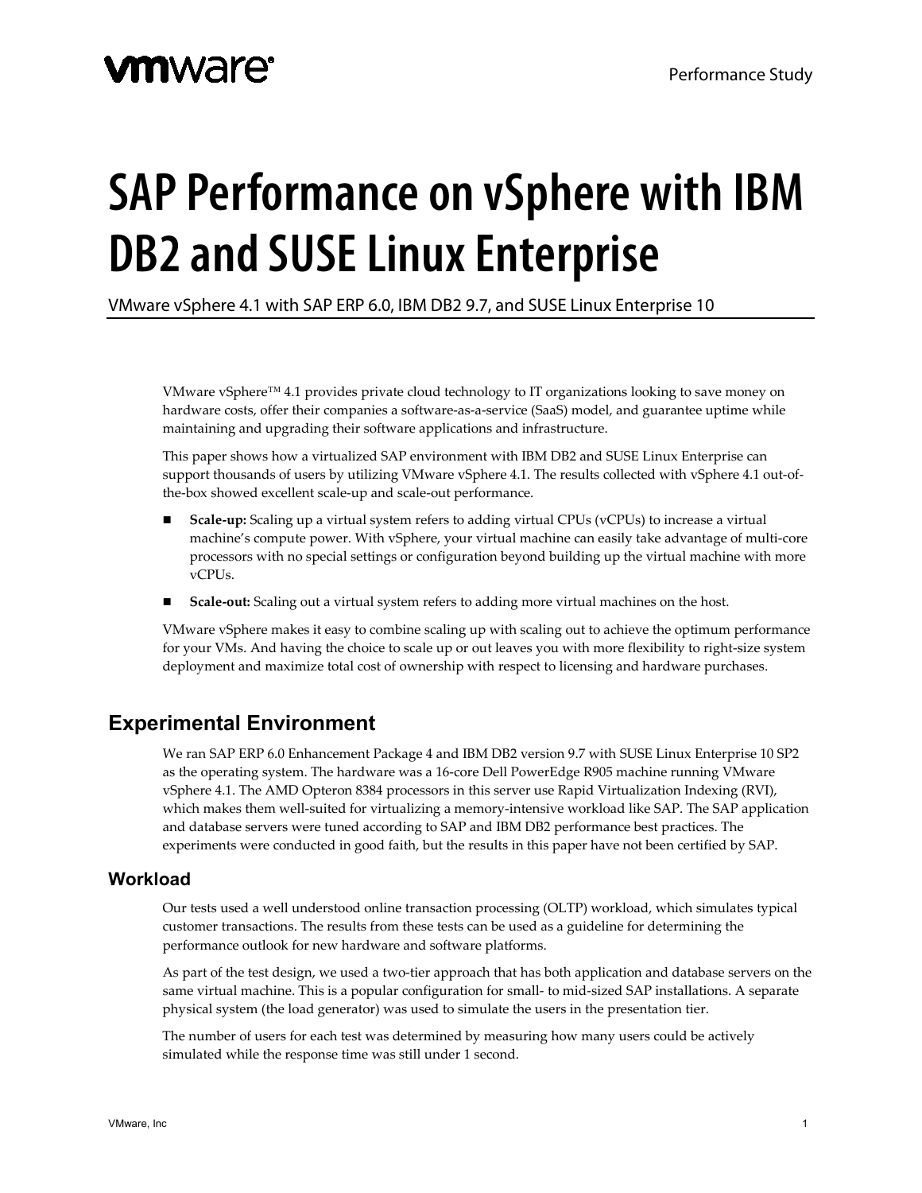# SAP Performance on vSphere with IBM DB2 and SUSE Linux Enterprise

VMware vSphere 4.1 with SAP ERP 6.0, IBM DB2 9.7, and SUSE Linux Enterprise 10

VMware vSphere™ 4.1 provides private cloud technology to IT organizations looking to save money on hardware costs, offer their companies a software-as-a-service (SaaS) model, and guarantee uptime while maintaining and upgrading their software applications and infrastructure.

This paper shows how a virtualized SAP environment with IBM DB2 and SUSE Linux Enterprise can support thousands of users by utilizing VMware vSphere 4.1. The results collected with vSphere 4.1 out-of-the-box showed excellent scale-up and scale-out performance.

- **Scale-up:** Scaling up a virtual system refers to adding virtual CPUs (vCPUs) to increase a virtual machine's compute power. With vSphere, your virtual machine can easily take advantage of multi-core processors with no special settings or configuration beyond building up the virtual machine with more vCPUs.
- **Scale-out:** Scaling out a virtual system refers to adding more virtual machines on the host.

VMware vSphere makes it easy to combine scaling up with scaling out to achieve the optimum performance for your VMs. And having the choice to scale up or out leaves you with more flexibility to right-size system deployment and maximize total cost of ownership with respect to licensing and hardware purchases.

## Experimental Environment

We ran SAP ERP 6.0 Enhancement Package 4 and IBM DB2 version 9.7 with SUSE Linux Enterprise 10 SP2 as the operating system. The hardware was a 16-core Dell PowerEdge R905 machine running VMware vSphere 4.1. The AMD Opteron 8384 processors in this server use Rapid Virtualization Indexing (RVI), which makes them well-suited for virtualizing a memory-intensive workload like SAP. The SAP application and database servers were tuned according to SAP and IBM DB2 performance best practices. The experiments were conducted in good faith, but the results in this paper have not been certified by SAP.

### Workload

Our tests used a well understood online transaction processing (OLTP) workload, which simulates typical customer transactions. The results from these tests can be used as a guideline for determining the performance outlook for new hardware and software platforms.

As part of the test design, we used a two-tier approach that has both application and database servers on the same virtual machine. This is a popular configuration for small- to mid-sized SAP installations. A separate physical system (the load generator) was used to simulate the users in the presentation tier.

The number of users for each test was determined by measuring how many users could be actively simulated while the response time was still under 1 second.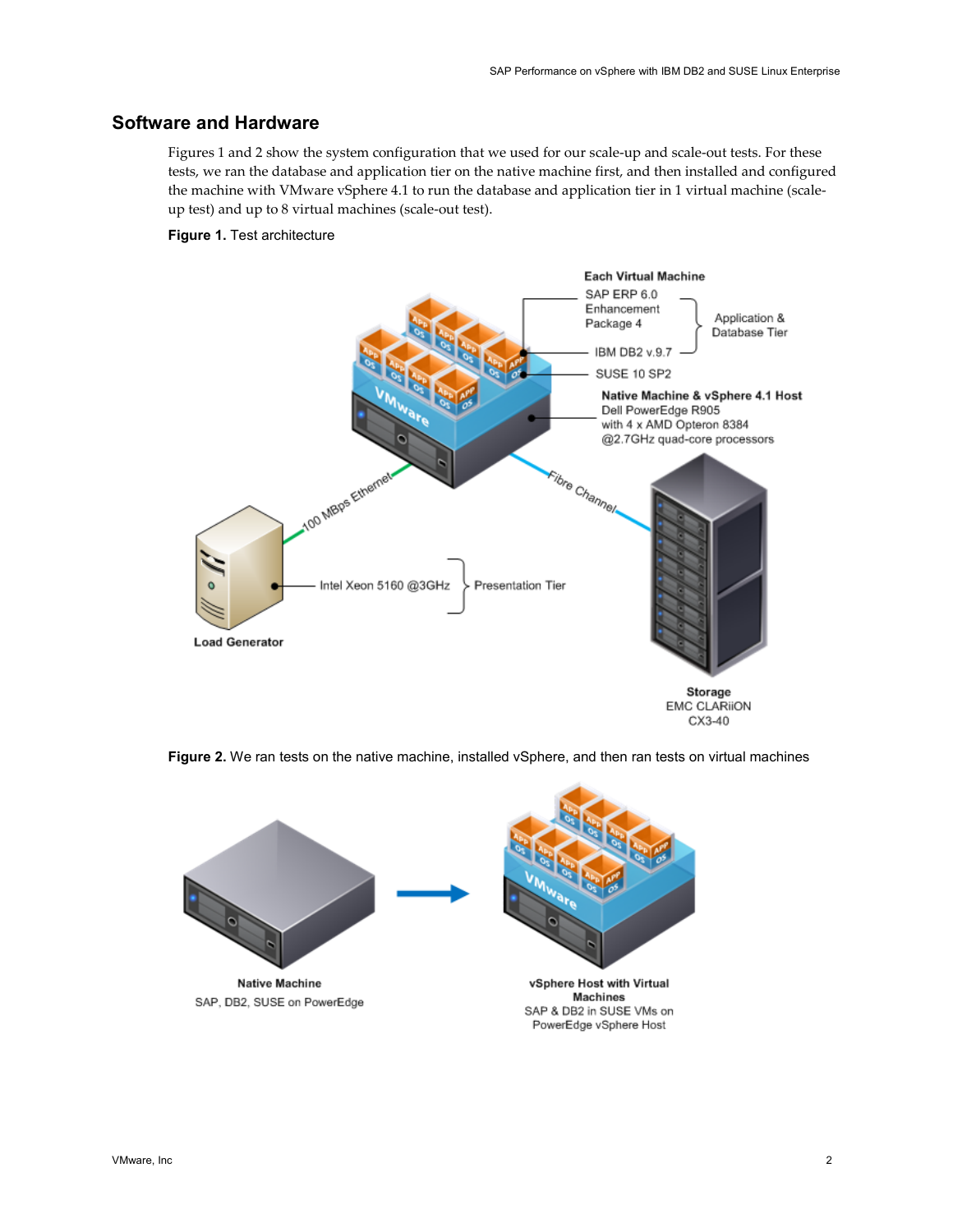## Software and Hardware

Figures 1 and 2 show the system configuration that we used for our scale-up and scale-out tests. For these tests, we ran the database and application tier on the native machine first, and then installed and configured the machine with VMware vSphere 4.1 to run the database and application tier in 1 virtual machine (scale-up test) and up to 8 virtual machines (scale-out test).

**Figure 1.** Test architecture

Each Virtual Machine

SAP ERP 6.0 Enhancement Package 4

IBM DB2 v.9.7

Application & Database Tier

SUSE 10 SP2

Native Machine & vSphere 4.1 Host

Dell PowerEdge R905 with 4 x AMD Opteron 8384 @2.7GHz quad-core processors

VMware

100 MBps Ethernet

Fibre Channel

Intel Xeon 5160 @3GHz

Presentation Tier

Load Generator

Storage

EMC CLARiiON CX3-40

**Figure 2.** We ran tests on the native machine, installed vSphere, and then ran tests on virtual machines

Native Machine

SAP, DB2, SUSE on PowerEdge

vSphere Host with Virtual Machines

SAP & DB2 in SUSE VMs on PowerEdge vSphere Host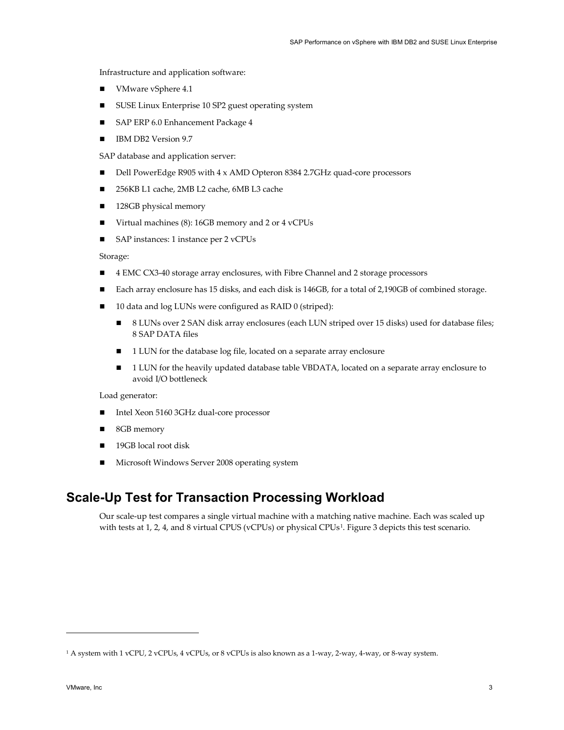Infrastructure and application software:

- VMware vSphere 4.1
- SUSE Linux Enterprise 10 SP2 guest operating system
- SAP ERP 6.0 Enhancement Package 4
- IBM DB2 Version 9.7

SAP database and application server:

- Dell PowerEdge R905 with 4 x AMD Opteron 8384 2.7GHz quad-core processors
- 256KB L1 cache, 2MB L2 cache, 6MB L3 cache
- 128GB physical memory
- Virtual machines (8): 16GB memory and 2 or 4 vCPUs
- SAP instances: 1 instance per 2 vCPUs

Storage:

- 4 EMC CX3-40 storage array enclosures, with Fibre Channel and 2 storage processors
- Each array enclosure has 15 disks, and each disk is 146GB, for a total of 2,190GB of combined storage.
- 10 data and log LUNs were configured as RAID 0 (striped):
  - 8 LUNs over 2 SAN disk array enclosures (each LUN striped over 15 disks) used for database files; 8 SAP DATA files
  - 1 LUN for the database log file, located on a separate array enclosure
  - 1 LUN for the heavily updated database table VBDATA, located on a separate array enclosure to avoid I/O bottleneck

Load generator:

- Intel Xeon 5160 3GHz dual-core processor
- 8GB memory
- 19GB local root disk
- Microsoft Windows Server 2008 operating system

## Scale-Up Test for Transaction Processing Workload

Our scale-up test compares a single virtual machine with a matching native machine. Each was scaled up with tests at 1, 2, 4, and 8 virtual CPUS (vCPUs) or physical CPUs[1]. Figure 3 depicts this test scenario.

[1] A system with 1 vCPU, 2 vCPUs, 4 vCPUs, or 8 vCPUs is also known as a 1-way, 2-way, 4-way, or 8-way system.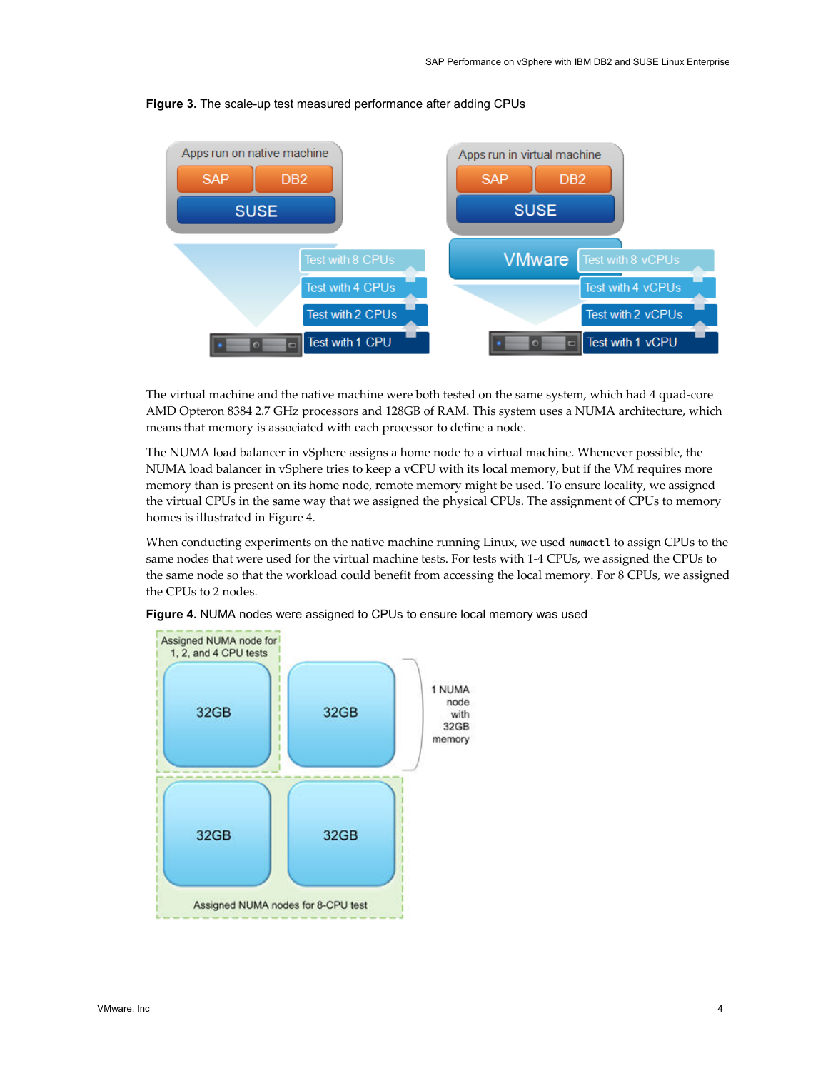**Figure 3.** The scale-up test measured performance after adding CPUs

Apps run on native machine
SAP
DB2
SUSE
Test with 8 CPUs
Test with 4 CPUs
Test with 2 CPUs
Test with 1 CPU

Apps run in virtual machine
SAP
DB2
SUSE
VMware
Test with 8 vCPUs
Test with 4 vCPUs
Test with 2 vCPUs
Test with 1 vCPU

The virtual machine and the native machine were both tested on the same system, which had 4 quad-core AMD Opteron 8384 2.7 GHz processors and 128GB of RAM. This system uses a NUMA architecture, which means that memory is associated with each processor to define a node.

The NUMA load balancer in vSphere assigns a home node to a virtual machine. Whenever possible, the NUMA load balancer in vSphere tries to keep a vCPU with its local memory, but if the VM requires more memory than is present on its home node, remote memory might be used. To ensure locality, we assigned the virtual CPUs in the same way that we assigned the physical CPUs. The assignment of CPUs to memory homes is illustrated in Figure 4.

When conducting experiments on the native machine running Linux, we used `numactl` to assign CPUs to the same nodes that were used for the virtual machine tests. For tests with 1-4 CPUs, we assigned the CPUs to the same node so that the workload could benefit from accessing the local memory. For 8 CPUs, we assigned the CPUs to 2 nodes.

**Figure 4.** NUMA nodes were assigned to CPUs to ensure local memory was used

Assigned NUMA node for 1, 2, and 4 CPU tests
32GB
32GB
1 NUMA node with 32GB memory
32GB
32GB
Assigned NUMA nodes for 8-CPU test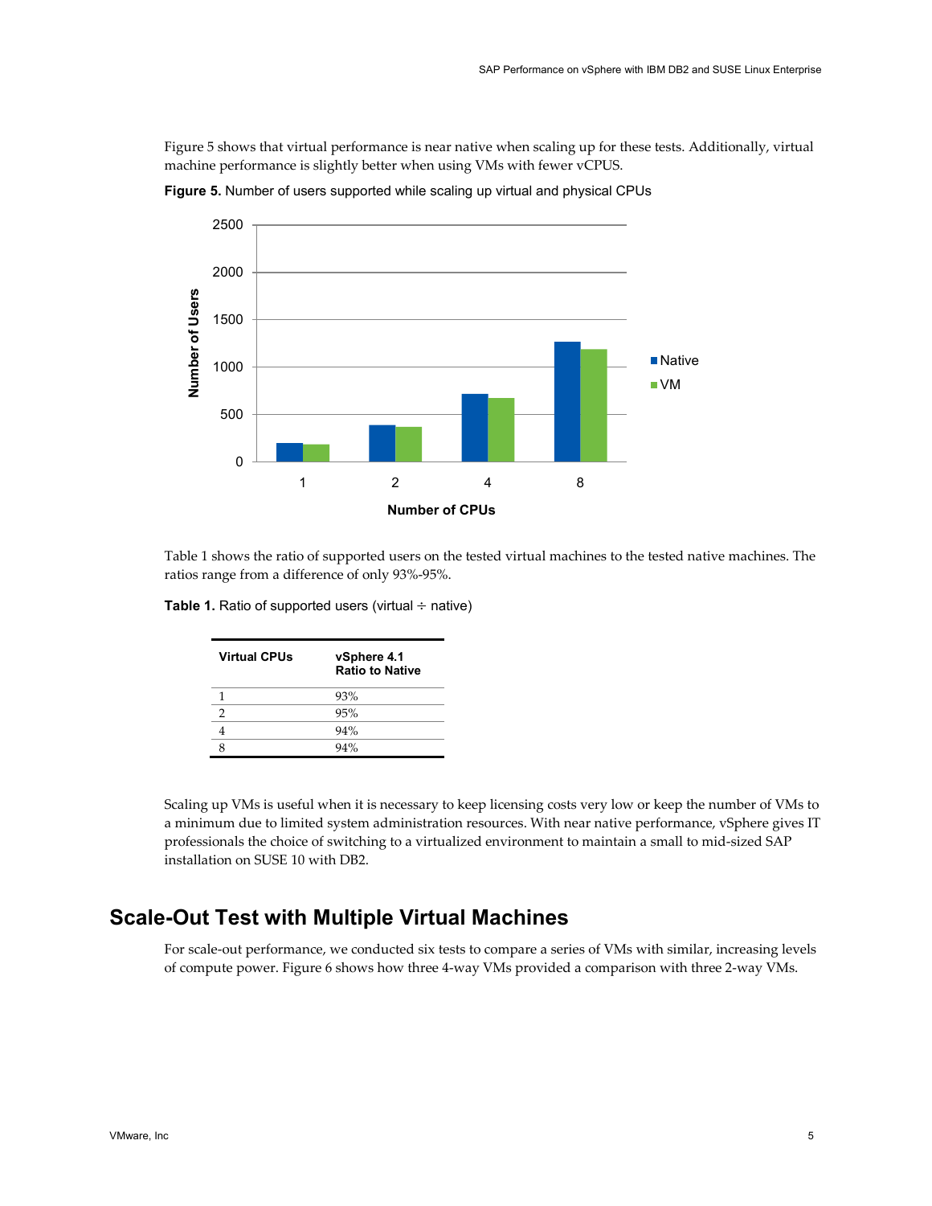Figure 5 shows that virtual performance is near native when scaling up for these tests. Additionally, virtual machine performance is slightly better when using VMs with fewer vCPUS.

**Figure 5.** Number of users supported while scaling up virtual and physical CPUs

Number of Users
2500
2000
1500
1000
500
0
1
2
4
8
Number of CPUs
Native
VM

Table 1 shows the ratio of supported users on the tested virtual machines to the tested native machines. The ratios range from a difference of only 93%-95%.

**Table 1.** Ratio of supported users (virtual ÷ native)

| Virtual CPUs | vSphere 4.1 Ratio to Native |
|---|---|
| 1 | 93% |
| 2 | 95% |
| 4 | 94% |
| 8 | 94% |

Scaling up VMs is useful when it is necessary to keep licensing costs very low or keep the number of VMs to a minimum due to limited system administration resources. With near native performance, vSphere gives IT professionals the choice of switching to a virtualized environment to maintain a small to mid-sized SAP installation on SUSE 10 with DB2.

## Scale-Out Test with Multiple Virtual Machines

For scale-out performance, we conducted six tests to compare a series of VMs with similar, increasing levels of compute power. Figure 6 shows how three 4-way VMs provided a comparison with three 2-way VMs.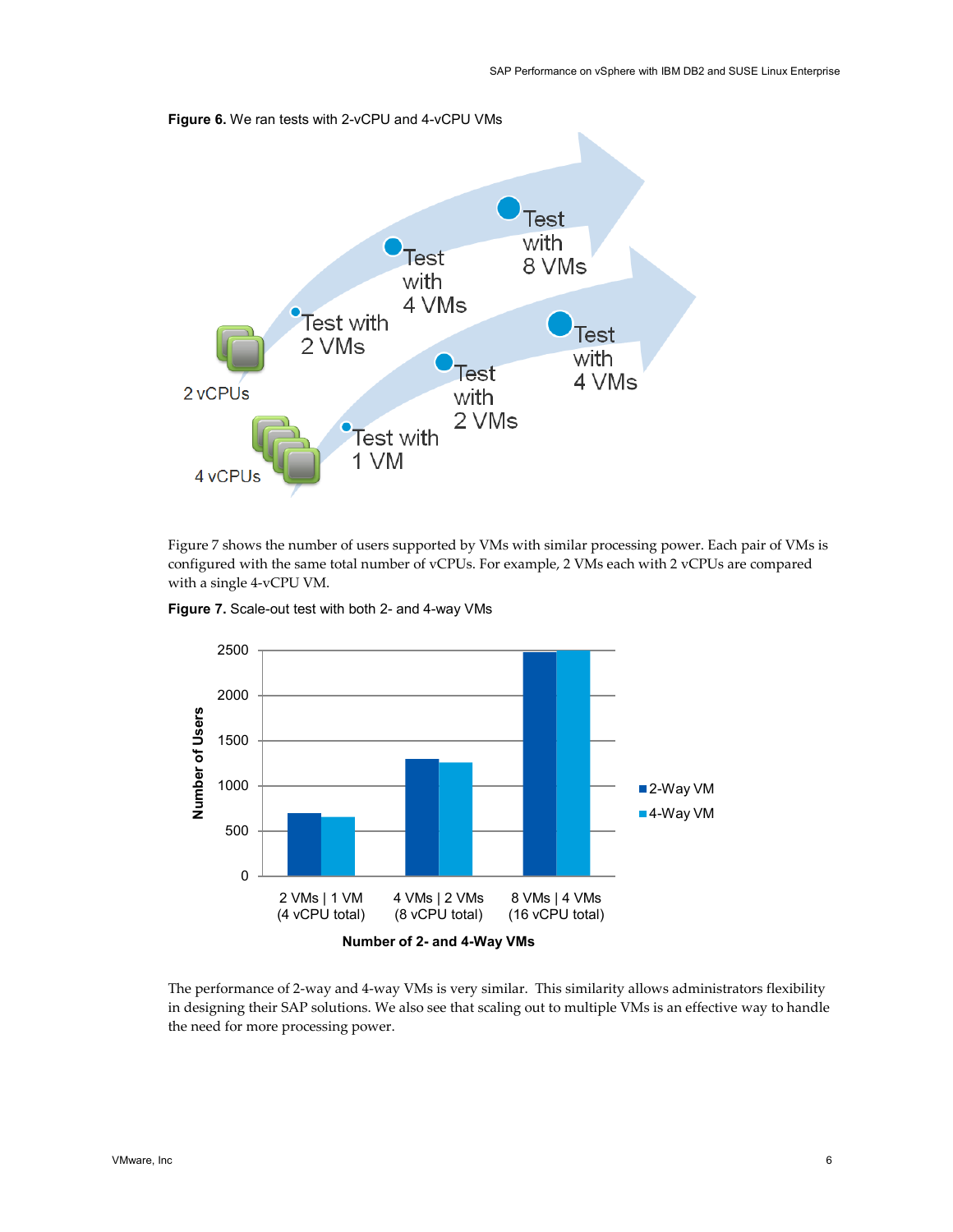**Figure 6.** We ran tests with 2-vCPU and 4-vCPU VMs

2 vCPUs

Test with 2 VMs

Test with 4 VMs

Test with 8 VMs

4 vCPUs

Test with 1 VM

Test with 2 VMs

Test with 4 VMs

Figure 7 shows the number of users supported by VMs with similar processing power. Each pair of VMs is configured with the same total number of vCPUs. For example, 2 VMs each with 2 vCPUs are compared with a single 4-vCPU VM.

**Figure 7.** Scale-out test with both 2- and 4-way VMs

Number of Users

2500
2000
1500
1000
500
0

2 VMs | 1 VM (4 vCPU total)

4 VMs | 2 VMs (8 vCPU total)

8 VMs | 4 VMs (16 vCPU total)

Number of 2- and 4-Way VMs

2-Way VM

4-Way VM

The performance of 2-way and 4-way VMs is very similar. This similarity allows administrators flexibility in designing their SAP solutions. We also see that scaling out to multiple VMs is an effective way to handle the need for more processing power.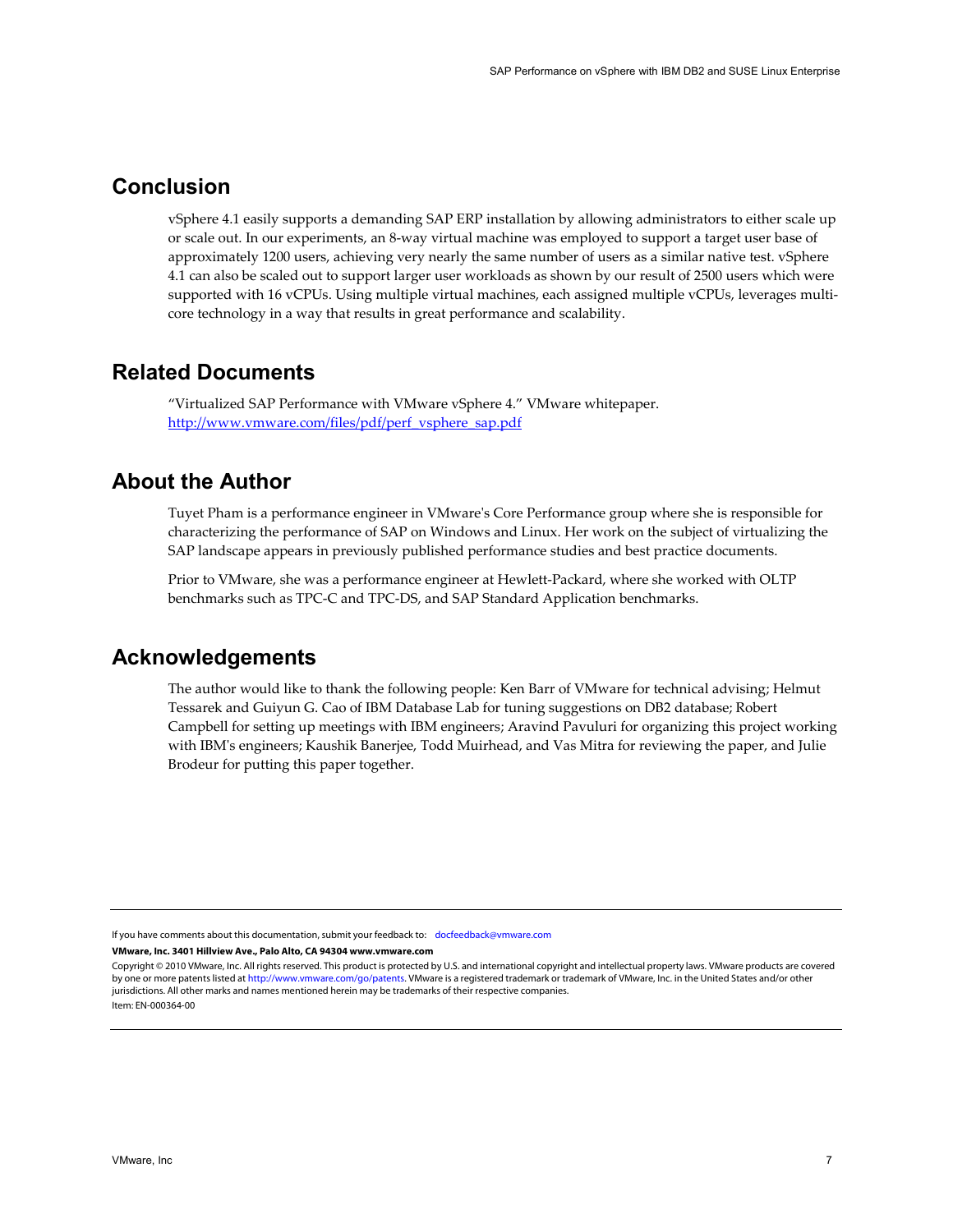## Conclusion

vSphere 4.1 easily supports a demanding SAP ERP installation by allowing administrators to either scale up or scale out. In our experiments, an 8-way virtual machine was employed to support a target user base of approximately 1200 users, achieving very nearly the same number of users as a similar native test. vSphere 4.1 can also be scaled out to support larger user workloads as shown by our result of 2500 users which were supported with 16 vCPUs. Using multiple virtual machines, each assigned multiple vCPUs, leverages multi-core technology in a way that results in great performance and scalability.

## Related Documents

"Virtualized SAP Performance with VMware vSphere 4." VMware whitepaper.
http://www.vmware.com/files/pdf/perf_vsphere_sap.pdf

## About the Author

Tuyet Pham is a performance engineer in VMware's Core Performance group where she is responsible for characterizing the performance of SAP on Windows and Linux. Her work on the subject of virtualizing the SAP landscape appears in previously published performance studies and best practice documents.

Prior to VMware, she was a performance engineer at Hewlett-Packard, where she worked with OLTP benchmarks such as TPC-C and TPC-DS, and SAP Standard Application benchmarks.

## Acknowledgements

The author would like to thank the following people: Ken Barr of VMware for technical advising; Helmut Tessarek and Guiyun G. Cao of IBM Database Lab for tuning suggestions on DB2 database; Robert Campbell for setting up meetings with IBM engineers; Aravind Pavuluri for organizing this project working with IBM's engineers; Kaushik Banerjee, Todd Muirhead, and Vas Mitra for reviewing the paper, and Julie Brodeur for putting this paper together.

---

If you have comments about this documentation, submit your feedback to: docfeedback@vmware.com

**VMware, Inc. 3401 Hillview Ave., Palo Alto, CA 94304 www.vmware.com**

Copyright © 2010 VMware, Inc. All rights reserved. This product is protected by U.S. and international copyright and intellectual property laws. VMware products are covered by one or more patents listed at http://www.vmware.com/go/patents. VMware is a registered trademark or trademark of VMware, Inc. in the United States and/or other jurisdictions. All other marks and names mentioned herein may be trademarks of their respective companies.
Item: EN-000364-00